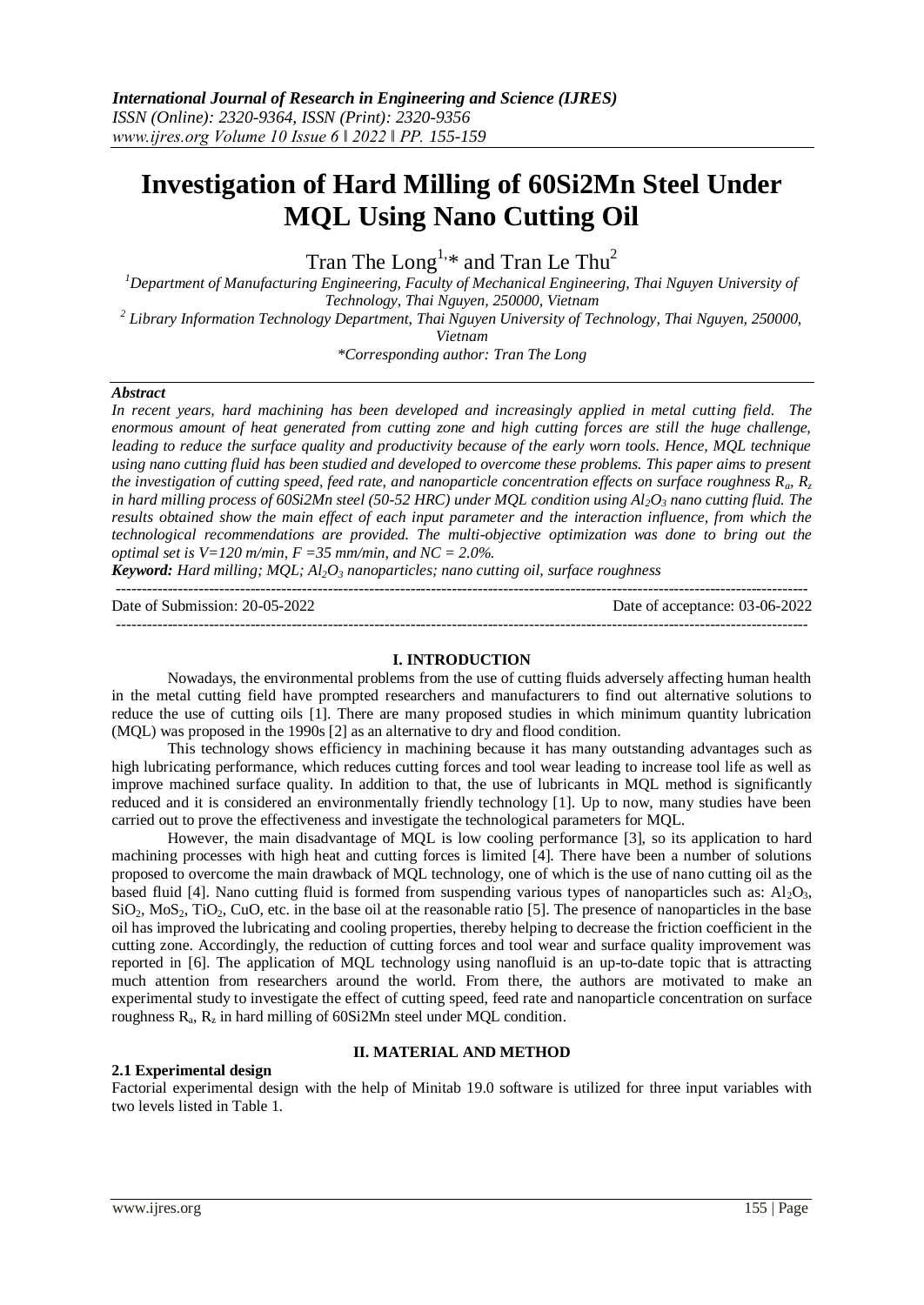# Investigation of Hard Milling of 60Si2Mn Steel Under MQL Using Nano Cutting Oil

Tran The Long[1,*] and Tran Le Thu[2]

[1]Department of Manufacturing Engineering, Faculty of Mechanical Engineering, Thai Nguyen University of Technology, Thai Nguyen, 250000, Vietnam

[2] Library Information Technology Department, Thai Nguyen University of Technology, Thai Nguyen, 250000, Vietnam

*Corresponding author: Tran The Long

### *Abstract*

*In recent years, hard machining has been developed and increasingly applied in metal cutting field. The enormous amount of heat generated from cutting zone and high cutting forces are still the huge challenge, leading to reduce the surface quality and productivity because of the early worn tools. Hence, MQL technique using nano cutting fluid has been studied and developed to overcome these problems. This paper aims to present the investigation of cutting speed, feed rate, and nanoparticle concentration effects on surface roughness $R_a$, $R_z$ in hard milling process of 60Si2Mn steel (50-52 HRC) under MQL condition using $Al_2O_3$ nano cutting fluid. The results obtained show the main effect of each input parameter and the interaction influence, from which the technological recommendations are provided. The multi-objective optimization was done to bring out the optimal set is V=120 m/min, F =35 mm/min, and NC = 2.0%.*

***Keyword:** Hard milling; MQL; $Al_2O_3$ nanoparticles; nano cutting oil, surface roughness*

---

Date of Submission: 20-05-2022 Date of acceptance: 03-06-2022

---

## I. INTRODUCTION

Nowadays, the environmental problems from the use of cutting fluids adversely affecting human health in the metal cutting field have prompted researchers and manufacturers to find out alternative solutions to reduce the use of cutting oils [1]. There are many proposed studies in which minimum quantity lubrication (MQL) was proposed in the 1990s [2] as an alternative to dry and flood condition.

This technology shows efficiency in machining because it has many outstanding advantages such as high lubricating performance, which reduces cutting forces and tool wear leading to increase tool life as well as improve machined surface quality. In addition to that, the use of lubricants in MQL method is significantly reduced and it is considered an environmentally friendly technology [1]. Up to now, many studies have been carried out to prove the effectiveness and investigate the technological parameters for MQL.

However, the main disadvantage of MQL is low cooling performance [3], so its application to hard machining processes with high heat and cutting forces is limited [4]. There have been a number of solutions proposed to overcome the main drawback of MQL technology, one of which is the use of nano cutting oil as the based fluid [4]. Nano cutting fluid is formed from suspending various types of nanoparticles such as: $Al_2O_3$, $SiO_2$, $MoS_2$, $TiO_2$, CuO, etc. in the base oil at the reasonable ratio [5]. The presence of nanoparticles in the base oil has improved the lubricating and cooling properties, thereby helping to decrease the friction coefficient in the cutting zone. Accordingly, the reduction of cutting forces and tool wear and surface quality improvement was reported in [6]. The application of MQL technology using nanofluid is an up-to-date topic that is attracting much attention from researchers around the world. From there, the authors are motivated to make an experimental study to investigate the effect of cutting speed, feed rate and nanoparticle concentration on surface roughness $R_a$, $R_z$ in hard milling of 60Si2Mn steel under MQL condition.

## II. MATERIAL AND METHOD

### 2.1 Experimental design

Factorial experimental design with the help of Minitab 19.0 software is utilized for three input variables with two levels listed in Table 1.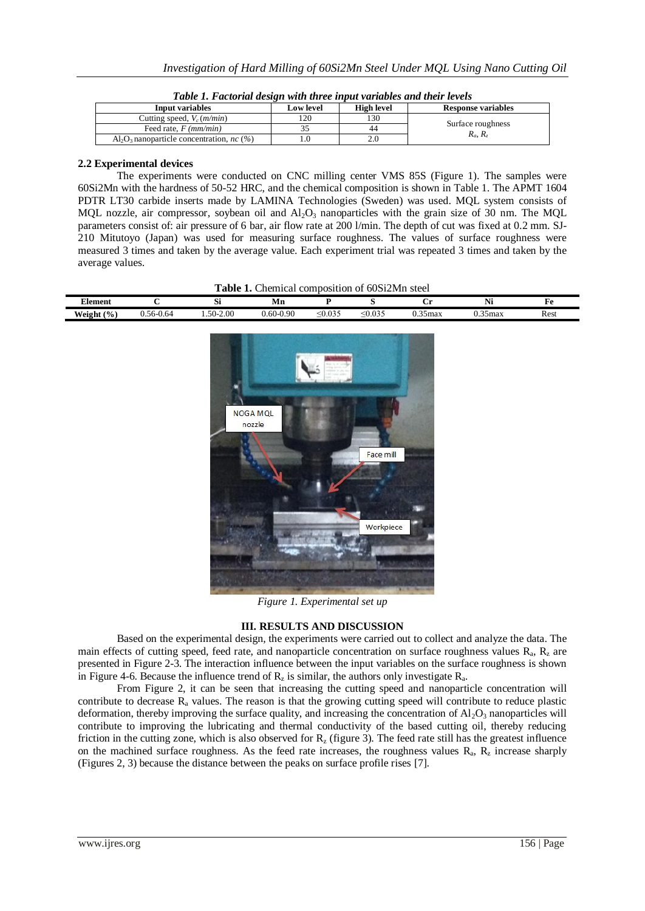*Table 1. Factorial design with three input variables and their levels*

| Input variables | Low level | High level | Response variables |
|---|---|---|---|
| Cutting speed, $V_c$ *(m/min)* | 120 | 130 | Surface roughness $R_a$, $R_z$ |
| Feed rate, *F (mm/min)* | 35 | 44 | |
| $Al_2O_3$ nanoparticle concentration, *nc (%)* | 1.0 | 2.0 | |

### 2.2 Experimental devices

The experiments were conducted on CNC milling center VMS 85S (Figure 1). The samples were 60Si2Mn with the hardness of 50-52 HRC, and the chemical composition is shown in Table 1. The APMT 1604 PDTR LT30 carbide inserts made by LAMINA Technologies (Sweden) was used. MQL system consists of MQL nozzle, air compressor, soybean oil and $Al_2O_3$ nanoparticles with the grain size of 30 nm. The MQL parameters consist of: air pressure of 6 bar, air flow rate at 200 l/min. The depth of cut was fixed at 0.2 mm. SJ-210 Mitutoyo (Japan) was used for measuring surface roughness. The values of surface roughness were measured 3 times and taken by the average value. Each experiment trial was repeated 3 times and taken by the average values.

**Table 1.** Chemical composition of 60Si2Mn steel

| Element | C | Si | Mn | P | S | Cr | Ni | Fe |
|---|---|---|---|---|---|---|---|---|
| Weight (%) | 0.56-0.64 | 1.50-2.00 | 0.60-0.90 | ≤0.035 | ≤0.035 | 0.35max | 0.35max | Rest |

*Figure 1. Experimental set up*

## III. RESULTS AND DISCUSSION

Based on the experimental design, the experiments were carried out to collect and analyze the data. The main effects of cutting speed, feed rate, and nanoparticle concentration on surface roughness values $R_a$, $R_z$ are presented in Figure 2-3. The interaction influence between the input variables on the surface roughness is shown in Figure 4-6. Because the influence trend of $R_z$ is similar, the authors only investigate $R_a$.

From Figure 2, it can be seen that increasing the cutting speed and nanoparticle concentration will contribute to decrease $R_a$ values. The reason is that the growing cutting speed will contribute to reduce plastic deformation, thereby improving the surface quality, and increasing the concentration of $Al_2O_3$ nanoparticles will contribute to improving the lubricating and thermal conductivity of the based cutting oil, thereby reducing friction in the cutting zone, which is also observed for $R_z$ (figure 3). The feed rate still has the greatest influence on the machined surface roughness. As the feed rate increases, the roughness values $R_a$, $R_z$ increase sharply (Figures 2, 3) because the distance between the peaks on surface profile rises [7].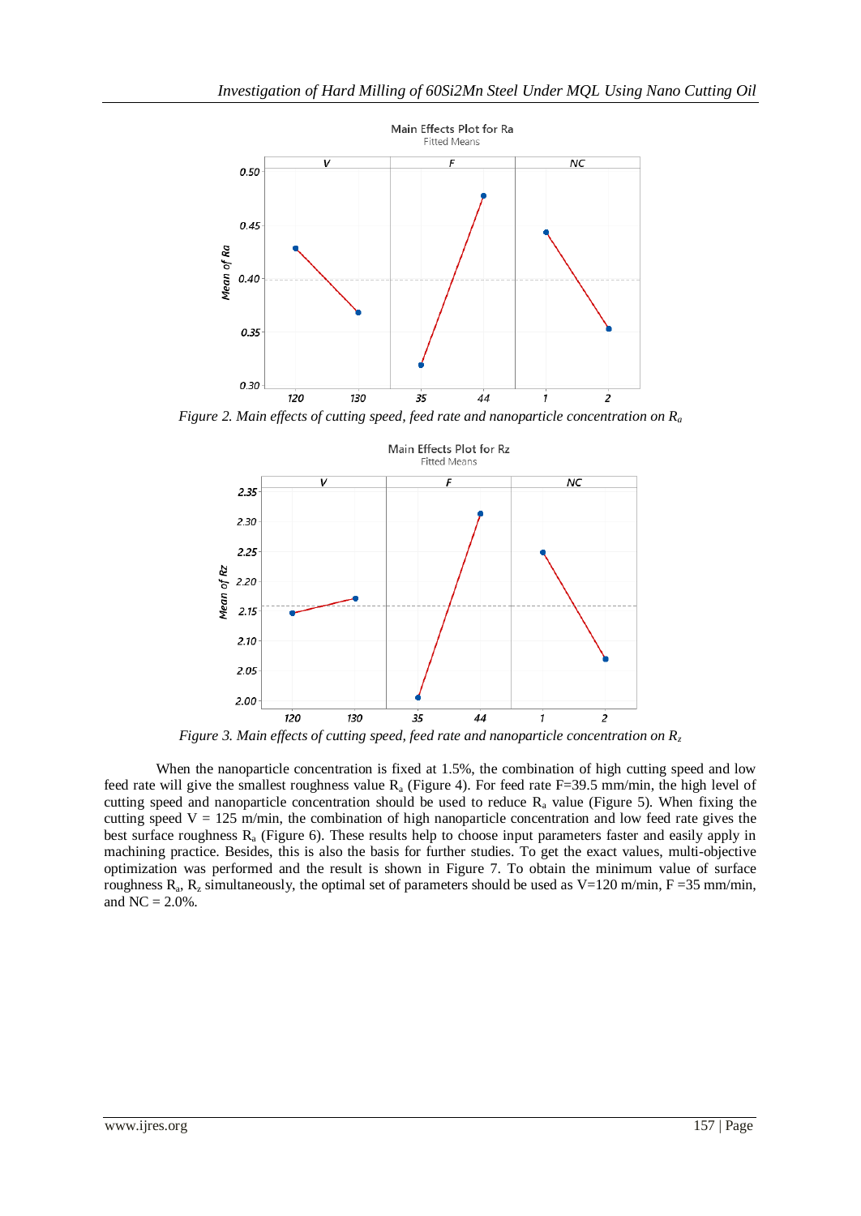*Figure 2. Main effects of cutting speed, feed rate and nanoparticle concentration on $R_a$*

*Figure 3. Main effects of cutting speed, feed rate and nanoparticle concentration on $R_z$*

When the nanoparticle concentration is fixed at 1.5%, the combination of high cutting speed and low feed rate will give the smallest roughness value $R_a$ (Figure 4). For feed rate F=39.5 mm/min, the high level of cutting speed and nanoparticle concentration should be used to reduce $R_a$ value (Figure 5). When fixing the cutting speed V = 125 m/min, the combination of high nanoparticle concentration and low feed rate gives the best surface roughness $R_a$ (Figure 6). These results help to choose input parameters faster and easily apply in machining practice. Besides, this is also the basis for further studies. To get the exact values, multi-objective optimization was performed and the result is shown in Figure 7. To obtain the minimum value of surface roughness $R_a$, $R_z$ simultaneously, the optimal set of parameters should be used as V=120 m/min, F =35 mm/min, and NC = 2.0%.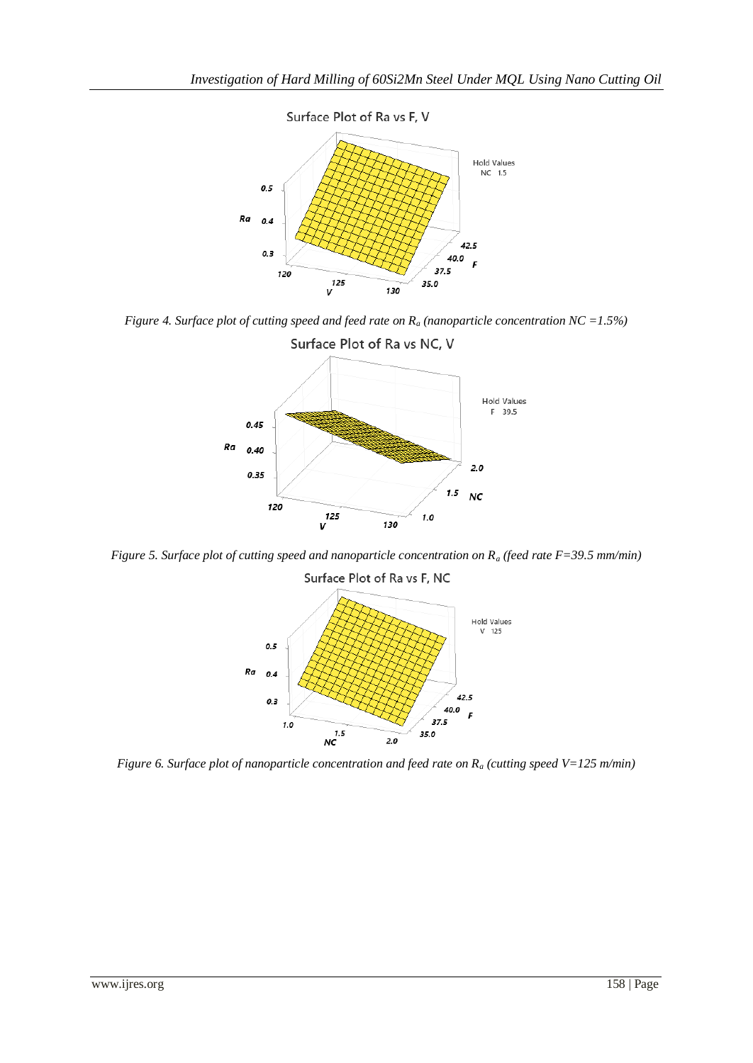*Figure 4. Surface plot of cutting speed and feed rate on $R_a$ (nanoparticle concentration NC =1.5%)*

*Figure 5. Surface plot of cutting speed and nanoparticle concentration on $R_a$ (feed rate F=39.5 mm/min)*

*Figure 6. Surface plot of nanoparticle concentration and feed rate on $R_a$ (cutting speed V=125 m/min)*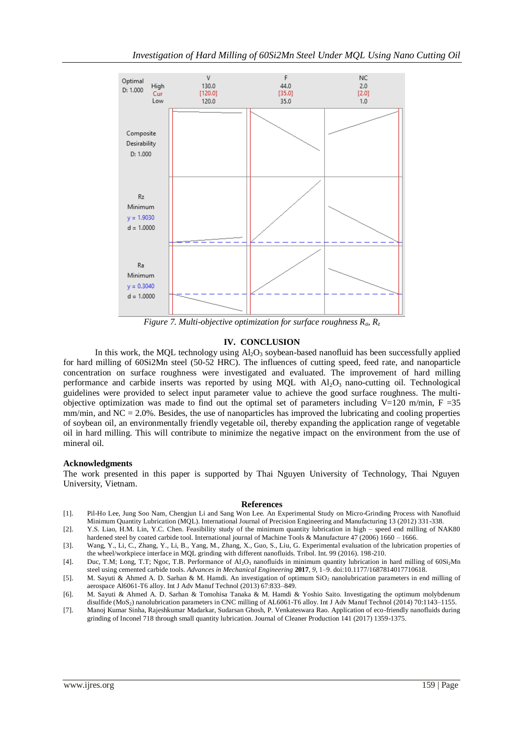Optimal
D: 1.000

High
Cur
Low

V
130.0
[120.0]
120.0

F
44.0
[35.0]
35.0

NC
2.0
[2.0]
1.0

Composite
Desirability
D: 1.000

Rz
Minimum
y = 1.9030
d = 1.0000

Ra
Minimum
y = 0.3040
d = 1.0000

*Figure 7. Multi-objective optimization for surface roughness $R_a$, $R_z$*

## IV. CONCLUSION

In this work, the MQL technology using $Al_2O_3$ soybean-based nanofluid has been successfully applied for hard milling of 60Si2Mn steel (50-52 HRC). The influences of cutting speed, feed rate, and nanoparticle concentration on surface roughness were investigated and evaluated. The improvement of hard milling performance and carbide inserts was reported by using MQL with $Al_2O_3$ nano-cutting oil. Technological guidelines were provided to select input parameter value to achieve the good surface roughness. The multi-objective optimization was made to find out the optimal set of parameters including V=120 m/min, F =35 mm/min, and NC = 2.0%. Besides, the use of nanoparticles has improved the lubricating and cooling properties of soybean oil, an environmentally friendly vegetable oil, thereby expanding the application range of vegetable oil in hard milling. This will contribute to minimize the negative impact on the environment from the use of mineral oil.

### Acknowledgments

The work presented in this paper is supported by Thai Nguyen University of Technology, Thai Nguyen University, Vietnam.

### References

[1]. Pil-Ho Lee, Jung Soo Nam, Chengjun Li and Sang Won Lee. An Experimental Study on Micro-Grinding Process with Nanofluid Minimum Quantity Lubrication (MQL). International Journal of Precision Engineering and Manufacturing 13 (2012) 331-338.

[2]. Y.S. Liao, H.M. Lin, Y.C. Chen. Feasibility study of the minimum quantity lubrication in high – speed end milling of NAK80 hardened steel by coated carbide tool. International journal of Machine Tools & Manufacture 47 (2006) 1660 – 1666.

[3]. Wang, Y., Li, C., Zhang, Y., Li, B., Yang, M., Zhang, X., Guo, S., Liu, G. Experimental evaluation of the lubrication properties of the wheel/workpiece interface in MQL grinding with different nanofluids. Tribol. Int. 99 (2016). 198-210.

[4]. Duc, T.M; Long, T.T; Ngoc, T.B. Performance of $Al_2O_3$ nanofluids in minimum quantity lubrication in hard milling of $60Si_2Mn$ steel using cemented carbide tools. *Advances in Mechanical Engineering* **2017**, *9*, 1–9. doi:10.1177/1687814017710618.

[5]. M. Sayuti & Ahmed A. D. Sarhan & M. Hamdi. An investigation of optimum $SiO_2$ nanolubrication parameters in end milling of aerospace Al6061-T6 alloy. Int J Adv Manuf Technol (2013) 67:833–849.

[6]. M. Sayuti & Ahmed A. D. Sarhan & Tomohisa Tanaka & M. Hamdi & Yoshio Saito. Investigating the optimum molybdenum disulfide ($MoS_2$) nanolubrication parameters in CNC milling of AL6061-T6 alloy. Int J Adv Manuf Technol (2014) 70:1143–1155.

[7]. Manoj Kumar Sinha, Rajeshkumar Madarkar, Sudarsan Ghosh, P. Venkateswara Rao. Application of eco-friendly nanofluids during grinding of Inconel 718 through small quantity lubrication. Journal of Cleaner Production 141 (2017) 1359-1375.